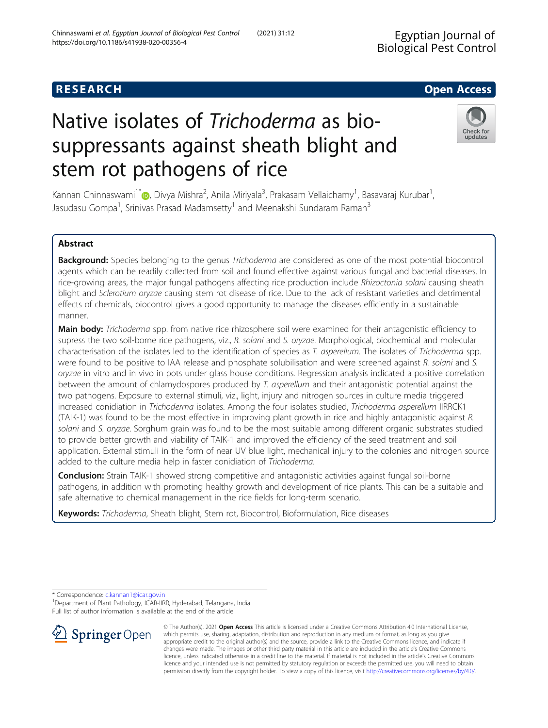**RESEARCH** **Open Access**

# Native isolates of *Trichoderma* as bio-suppressants against sheath blight and stem rot pathogens of rice

Kannan Chinnaswami[1*], Divya Mishra[2], Anila Miriyala[3], Prakasam Vellaichamy[1], Basavaraj Kurubar[1], Jasudasu Gompa[1], Srinivas Prasad Madamsetty[1] and Meenakshi Sundaram Raman[3]

## Abstract

**Background:** Species belonging to the genus *Trichoderma* are considered as one of the most potential biocontrol agents which can be readily collected from soil and found effective against various fungal and bacterial diseases. In rice-growing areas, the major fungal pathogens affecting rice production include *Rhizoctonia solani* causing sheath blight and *Sclerotium oryzae* causing stem rot disease of rice. Due to the lack of resistant varieties and detrimental effects of chemicals, biocontrol gives a good opportunity to manage the diseases efficiently in a sustainable manner.

**Main body:** *Trichoderma* spp. from native rice rhizosphere soil were examined for their antagonistic efficiency to supress the two soil-borne rice pathogens, viz., *R. solani* and *S. oryzae*. Morphological, biochemical and molecular characterisation of the isolates led to the identification of species as *T. asperellum*. The isolates of *Trichoderma* spp. were found to be positive to IAA release and phosphate solubilisation and were screened against *R. solani* and *S. oryzae* in vitro and in vivo in pots under glass house conditions. Regression analysis indicated a positive correlation between the amount of chlamydospores produced by *T. asperellum* and their antagonistic potential against the two pathogens. Exposure to external stimuli, viz., light, injury and nitrogen sources in culture media triggered increased conidiation in *Trichoderma* isolates. Among the four isolates studied, *Trichoderma asperellum* IIRRCK1 (TAIK-1) was found to be the most effective in improving plant growth in rice and highly antagonistic against *R. solani* and *S. oryzae*. Sorghum grain was found to be the most suitable among different organic substrates studied to provide better growth and viability of TAIK-1 and improved the efficiency of the seed treatment and soil application. External stimuli in the form of near UV blue light, mechanical injury to the colonies and nitrogen source added to the culture media help in faster conidiation of *Trichoderma*.

**Conclusion:** Strain TAIK-1 showed strong competitive and antagonistic activities against fungal soil-borne pathogens, in addition with promoting healthy growth and development of rice plants. This can be a suitable and safe alternative to chemical management in the rice fields for long-term scenario.

**Keywords:** *Trichoderma*, Sheath blight, Stem rot, Biocontrol, Bioformulation, Rice diseases

---

\* Correspondence: c.kannan1@icar.gov.in
[1]Department of Plant Pathology, ICAR-IIRR, Hyderabad, Telangana, India
Full list of author information is available at the end of the article

© The Author(s). 2021 **Open Access** This article is licensed under a Creative Commons Attribution 4.0 International License, which permits use, sharing, adaptation, distribution and reproduction in any medium or format, as long as you give appropriate credit to the original author(s) and the source, provide a link to the Creative Commons licence, and indicate if changes were made. The images or other third party material in this article are included in the article's Creative Commons licence, unless indicated otherwise in a credit line to the material. If material is not included in the article's Creative Commons licence and your intended use is not permitted by statutory regulation or exceeds the permitted use, you will need to obtain permission directly from the copyright holder. To view a copy of this licence, visit http://creativecommons.org/licenses/by/4.0/.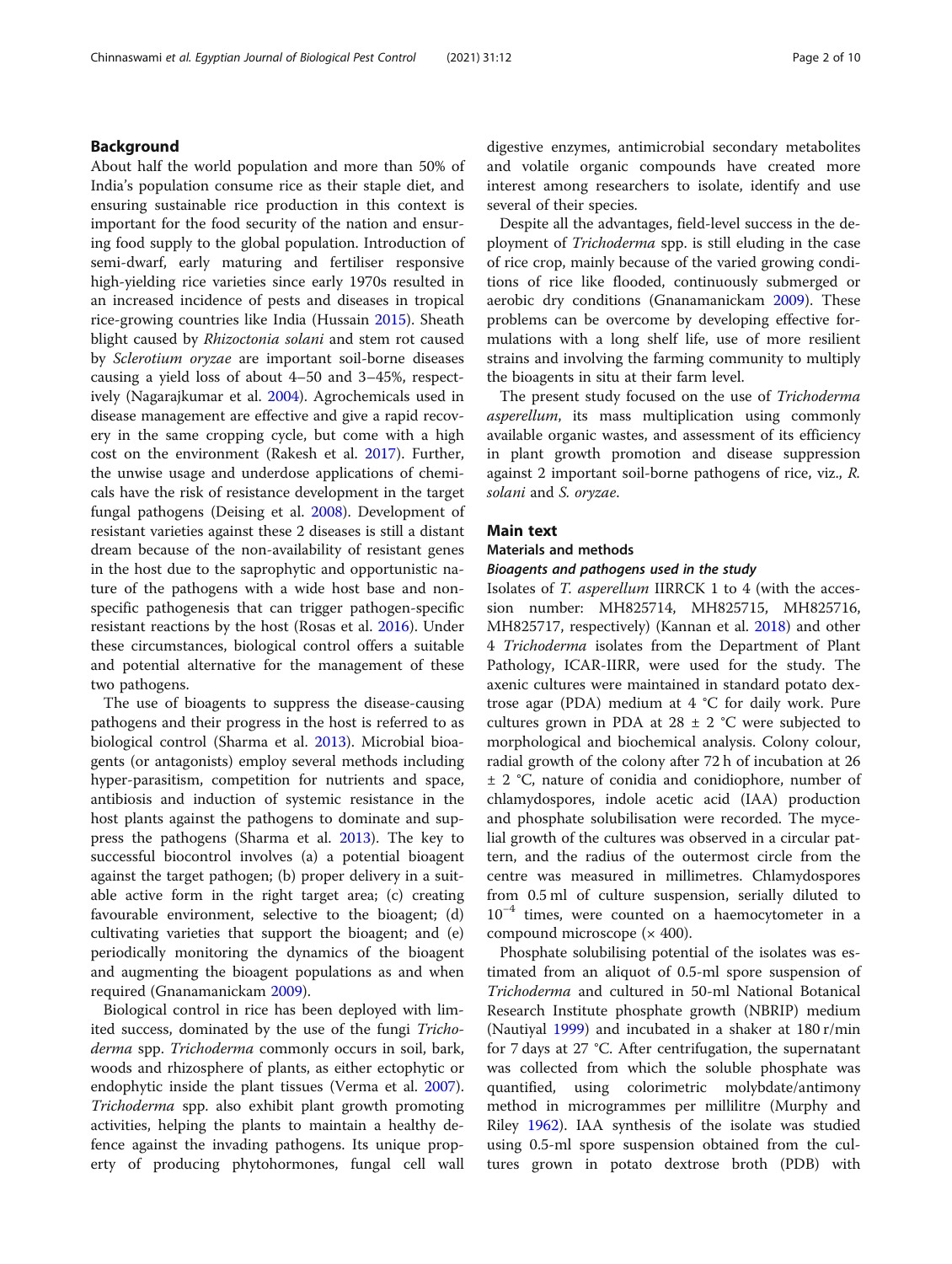## Background

About half the world population and more than 50% of India's population consume rice as their staple diet, and ensuring sustainable rice production in this context is important for the food security of the nation and ensuring food supply to the global population. Introduction of semi-dwarf, early maturing and fertiliser responsive high-yielding rice varieties since early 1970s resulted in an increased incidence of pests and diseases in tropical rice-growing countries like India (Hussain 2015). Sheath blight caused by *Rhizoctonia solani* and stem rot caused by *Sclerotium oryzae* are important soil-borne diseases causing a yield loss of about 4–50 and 3–45%, respectively (Nagarajkumar et al. 2004). Agrochemicals used in disease management are effective and give a rapid recovery in the same cropping cycle, but come with a high cost on the environment (Rakesh et al. 2017). Further, the unwise usage and underdose applications of chemicals have the risk of resistance development in the target fungal pathogens (Deising et al. 2008). Development of resistant varieties against these 2 diseases is still a distant dream because of the non-availability of resistant genes in the host due to the saprophytic and opportunistic nature of the pathogens with a wide host base and non-specific pathogenesis that can trigger pathogen-specific resistant reactions by the host (Rosas et al. 2016). Under these circumstances, biological control offers a suitable and potential alternative for the management of these two pathogens.

The use of bioagents to suppress the disease-causing pathogens and their progress in the host is referred to as biological control (Sharma et al. 2013). Microbial bioagents (or antagonists) employ several methods including hyper-parasitism, competition for nutrients and space, antibiosis and induction of systemic resistance in the host plants against the pathogens to dominate and suppress the pathogens (Sharma et al. 2013). The key to successful biocontrol involves (a) a potential bioagent against the target pathogen; (b) proper delivery in a suitable active form in the right target area; (c) creating favourable environment, selective to the bioagent; (d) cultivating varieties that support the bioagent; and (e) periodically monitoring the dynamics of the bioagent and augmenting the bioagent populations as and when required (Gnanamanickam 2009).

Biological control in rice has been deployed with limited success, dominated by the use of the fungi *Trichoderma* spp. *Trichoderma* commonly occurs in soil, bark, woods and rhizosphere of plants, as either ectophytic or endophytic inside the plant tissues (Verma et al. 2007). *Trichoderma* spp. also exhibit plant growth promoting activities, helping the plants to maintain a healthy defence against the invading pathogens. Its unique property of producing phytohormones, fungal cell wall digestive enzymes, antimicrobial secondary metabolites and volatile organic compounds have created more interest among researchers to isolate, identify and use several of their species.

Despite all the advantages, field-level success in the deployment of *Trichoderma* spp. is still eluding in the case of rice crop, mainly because of the varied growing conditions of rice like flooded, continuously submerged or aerobic dry conditions (Gnanamanickam 2009). These problems can be overcome by developing effective formulations with a long shelf life, use of more resilient strains and involving the farming community to multiply the bioagents in situ at their farm level.

The present study focused on the use of *Trichoderma asperellum*, its mass multiplication using commonly available organic wastes, and assessment of its efficiency in plant growth promotion and disease suppression against 2 important soil-borne pathogens of rice, viz., *R. solani* and *S. oryzae*.

## Main text

### Materials and methods

#### *Bioagents and pathogens used in the study*

Isolates of *T. asperellum* IIRRCK 1 to 4 (with the accession number: MH825714, MH825715, MH825716, MH825717, respectively) (Kannan et al. 2018) and other 4 *Trichoderma* isolates from the Department of Plant Pathology, ICAR-IIRR, were used for the study. The axenic cultures were maintained in standard potato dextrose agar (PDA) medium at 4 °C for daily work. Pure cultures grown in PDA at 28 ± 2 °C were subjected to morphological and biochemical analysis. Colony colour, radial growth of the colony after 72 h of incubation at 26 ± 2 °C, nature of conidia and conidiophore, number of chlamydospores, indole acetic acid (IAA) production and phosphate solubilisation were recorded. The mycelial growth of the cultures was observed in a circular pattern, and the radius of the outermost circle from the centre was measured in millimetres. Chlamydospores from 0.5 ml of culture suspension, serially diluted to $10^{-4}$ times, were counted on a haemocytometer in a compound microscope (× 400).

Phosphate solubilising potential of the isolates was estimated from an aliquot of 0.5-ml spore suspension of *Trichoderma* and cultured in 50-ml National Botanical Research Institute phosphate growth (NBRIP) medium (Nautiyal 1999) and incubated in a shaker at 180 r/min for 7 days at 27 °C. After centrifugation, the supernatant was collected from which the soluble phosphate was quantified, using colorimetric molybdate/antimony method in microgrammes per millilitre (Murphy and Riley 1962). IAA synthesis of the isolate was studied using 0.5-ml spore suspension obtained from the cultures grown in potato dextrose broth (PDB) with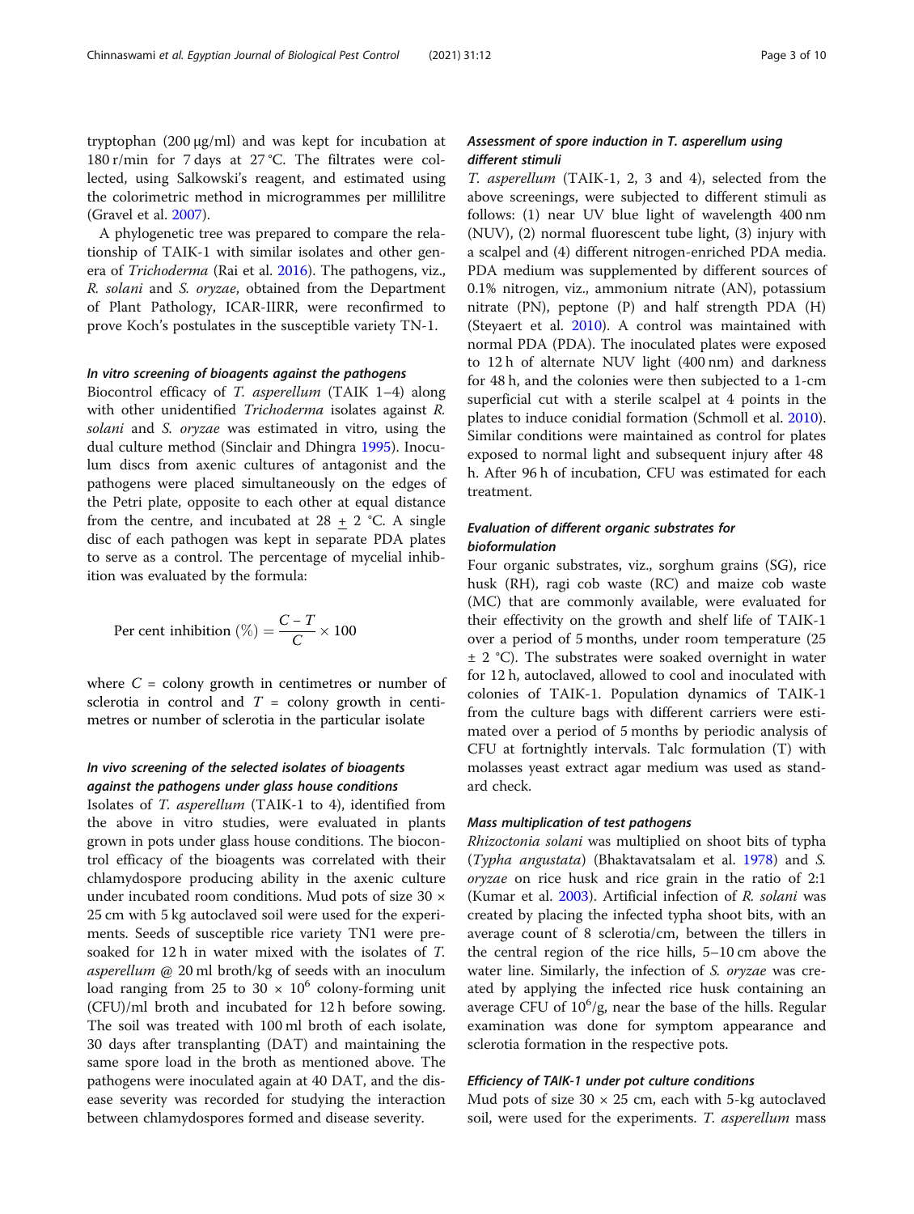tryptophan (200 μg/ml) and was kept for incubation at 180 r/min for 7 days at 27 °C. The filtrates were collected, using Salkowski's reagent, and estimated using the colorimetric method in microgrammes per millilitre (Gravel et al. 2007).

A phylogenetic tree was prepared to compare the relationship of TAIK-1 with similar isolates and other genera of *Trichoderma* (Rai et al. 2016). The pathogens, viz., *R. solani* and *S. oryzae*, obtained from the Department of Plant Pathology, ICAR-IIRR, were reconfirmed to prove Koch's postulates in the susceptible variety TN-1.

#### *In vitro screening of bioagents against the pathogens*

Biocontrol efficacy of *T. asperellum* (TAIK 1–4) along with other unidentified *Trichoderma* isolates against *R. solani* and *S. oryzae* was estimated in vitro, using the dual culture method (Sinclair and Dhingra 1995). Inoculum discs from axenic cultures of antagonist and the pathogens were placed simultaneously on the edges of the Petri plate, opposite to each other at equal distance from the centre, and incubated at 28 ± 2 °C. A single disc of each pathogen was kept in separate PDA plates to serve as a control. The percentage of mycelial inhibition was evaluated by the formula:

$$\text{Per cent inhibition } (\%) = \frac{C - T}{C} \times 100$$

where $C$ = colony growth in centimetres or number of sclerotia in control and $T$ = colony growth in centimetres or number of sclerotia in the particular isolate

#### *In vivo screening of the selected isolates of bioagents against the pathogens under glass house conditions*

Isolates of *T. asperellum* (TAIK-1 to 4), identified from the above in vitro studies, were evaluated in plants grown in pots under glass house conditions. The biocontrol efficacy of the bioagents was correlated with their chlamydospore producing ability in the axenic culture under incubated room conditions. Mud pots of size 30 × 25 cm with 5 kg autoclaved soil were used for the experiments. Seeds of susceptible rice variety TN1 were presoaked for 12 h in water mixed with the isolates of *T. asperellum* @ 20 ml broth/kg of seeds with an inoculum load ranging from 25 to 30 × $10^6$ colony-forming unit (CFU)/ml broth and incubated for 12 h before sowing. The soil was treated with 100 ml broth of each isolate, 30 days after transplanting (DAT) and maintaining the same spore load in the broth as mentioned above. The pathogens were inoculated again at 40 DAT, and the disease severity was recorded for studying the interaction between chlamydospores formed and disease severity.

#### *Assessment of spore induction in T. asperellum using different stimuli*

*T. asperellum* (TAIK-1, 2, 3 and 4), selected from the above screenings, were subjected to different stimuli as follows: (1) near UV blue light of wavelength 400 nm (NUV), (2) normal fluorescent tube light, (3) injury with a scalpel and (4) different nitrogen-enriched PDA media. PDA medium was supplemented by different sources of 0.1% nitrogen, viz., ammonium nitrate (AN), potassium nitrate (PN), peptone (P) and half strength PDA (H) (Steyaert et al. 2010). A control was maintained with normal PDA (PDA). The inoculated plates were exposed to 12 h of alternate NUV light (400 nm) and darkness for 48 h, and the colonies were then subjected to a 1-cm superficial cut with a sterile scalpel at 4 points in the plates to induce conidial formation (Schmoll et al. 2010). Similar conditions were maintained as control for plates exposed to normal light and subsequent injury after 48 h. After 96 h of incubation, CFU was estimated for each treatment.

#### *Evaluation of different organic substrates for bioformulation*

Four organic substrates, viz., sorghum grains (SG), rice husk (RH), ragi cob waste (RC) and maize cob waste (MC) that are commonly available, were evaluated for their effectivity on the growth and shelf life of TAIK-1 over a period of 5 months, under room temperature (25 ± 2 °C). The substrates were soaked overnight in water for 12 h, autoclaved, allowed to cool and inoculated with colonies of TAIK-1. Population dynamics of TAIK-1 from the culture bags with different carriers were estimated over a period of 5 months by periodic analysis of CFU at fortnightly intervals. Talc formulation (T) with molasses yeast extract agar medium was used as standard check.

#### *Mass multiplication of test pathogens*

*Rhizoctonia solani* was multiplied on shoot bits of typha (*Typha angustata*) (Bhaktavatsalam et al. 1978) and *S. oryzae* on rice husk and rice grain in the ratio of 2:1 (Kumar et al. 2003). Artificial infection of *R. solani* was created by placing the infected typha shoot bits, with an average count of 8 sclerotia/cm, between the tillers in the central region of the rice hills, 5–10 cm above the water line. Similarly, the infection of *S. oryzae* was created by applying the infected rice husk containing an average CFU of $10^6$/g, near the base of the hills. Regular examination was done for symptom appearance and sclerotia formation in the respective pots.

#### *Efficiency of TAIK-1 under pot culture conditions*

Mud pots of size 30 × 25 cm, each with 5-kg autoclaved soil, were used for the experiments. *T. asperellum* mass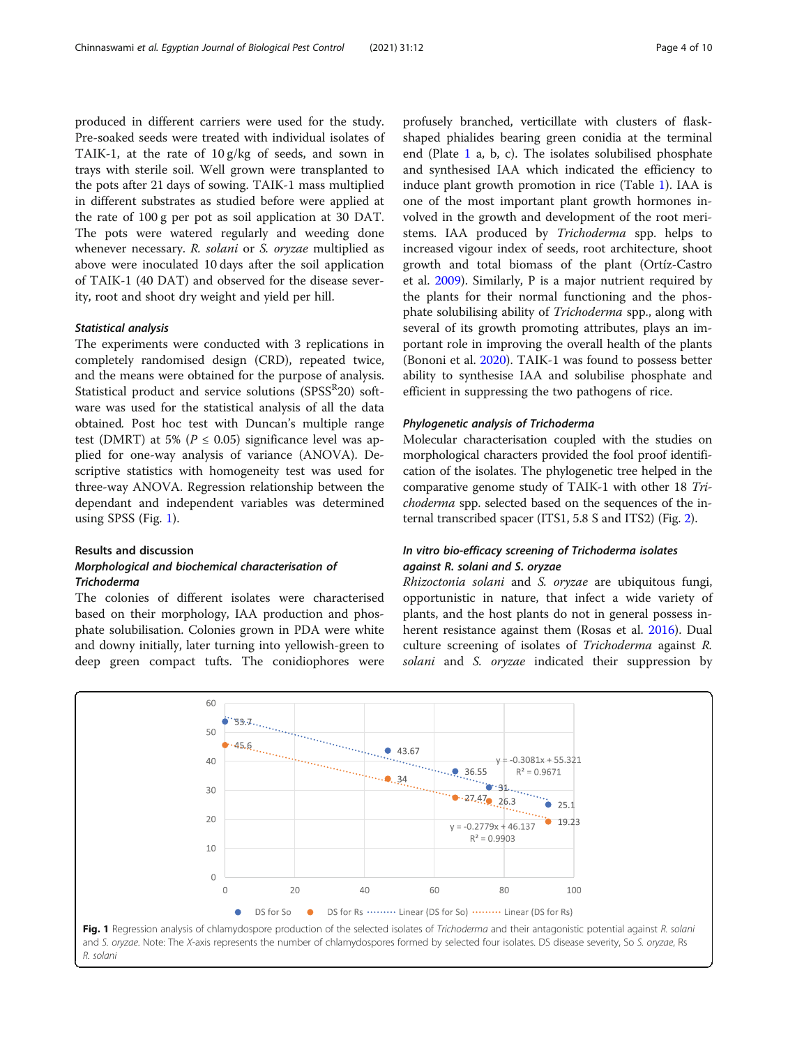produced in different carriers were used for the study. Pre-soaked seeds were treated with individual isolates of TAIK-1, at the rate of 10 g/kg of seeds, and sown in trays with sterile soil. Well grown were transplanted to the pots after 21 days of sowing. TAIK-1 mass multiplied in different substrates as studied before were applied at the rate of 100 g per pot as soil application at 30 DAT. The pots were watered regularly and weeding done whenever necessary. *R. solani* or *S. oryzae* multiplied as above were inoculated 10 days after the soil application of TAIK-1 (40 DAT) and observed for the disease severity, root and shoot dry weight and yield per hill.

### *Statistical analysis*

The experiments were conducted with 3 replications in completely randomised design (CRD), repeated twice, and the means were obtained for the purpose of analysis. Statistical product and service solutions (SPSS[R]20) software was used for the statistical analysis of all the data obtained. Post hoc test with Duncan's multiple range test (DMRT) at 5% ($P \leq 0.05$) significance level was applied for one-way analysis of variance (ANOVA). Descriptive statistics with homogeneity test was used for three-way ANOVA. Regression relationship between the dependant and independent variables was determined using SPSS (Fig. 1).

## Results and discussion

### *Morphological and biochemical characterisation of Trichoderma*

The colonies of different isolates were characterised based on their morphology, IAA production and phosphate solubilisation. Colonies grown in PDA were white and downy initially, later turning into yellowish-green to deep green compact tufts. The conidiophores were profusely branched, verticillate with clusters of flask-shaped phialides bearing green conidia at the terminal end (Plate 1 a, b, c). The isolates solubilised phosphate and synthesised IAA which indicated the efficiency to induce plant growth promotion in rice (Table 1). IAA is one of the most important plant growth hormones involved in the growth and development of the root meristems. IAA produced by *Trichoderma* spp. helps to increased vigour index of seeds, root architecture, shoot growth and total biomass of the plant (Ortíz-Castro et al. 2009). Similarly, P is a major nutrient required by the plants for their normal functioning and the phosphate solubilising ability of *Trichoderma* spp., along with several of its growth promoting attributes, plays an important role in improving the overall health of the plants (Bononi et al. 2020). TAIK-1 was found to possess better ability to synthesise IAA and solubilise phosphate and efficient in suppressing the two pathogens of rice.

### *Phylogenetic analysis of Trichoderma*

Molecular characterisation coupled with the studies on morphological characters provided the fool proof identification of the isolates. The phylogenetic tree helped in the comparative genome study of TAIK-1 with other 18 *Trichoderma* spp. selected based on the sequences of the internal transcribed spacer (ITS1, 5.8 S and ITS2) (Fig. 2).

### *In vitro bio-efficacy screening of Trichoderma isolates against R. solani and S. oryzae*

*Rhizoctonia solani* and *S. oryzae* are ubiquitous fungi, opportunistic in nature, that infect a wide variety of plants, and the host plants do not in general possess inherent resistance against them (Rosas et al. 2016). Dual culture screening of isolates of *Trichoderma* against *R. solani* and *S. oryzae* indicated their suppression by

**Fig. 1** Regression analysis of chlamydospore production of the selected isolates of *Trichoderma* and their antagonistic potential against *R. solani* and *S. oryzae*. Note: The *X*-axis represents the number of chlamydospores formed by selected four isolates. DS disease severity, So *S. oryzae*, Rs *R. solani*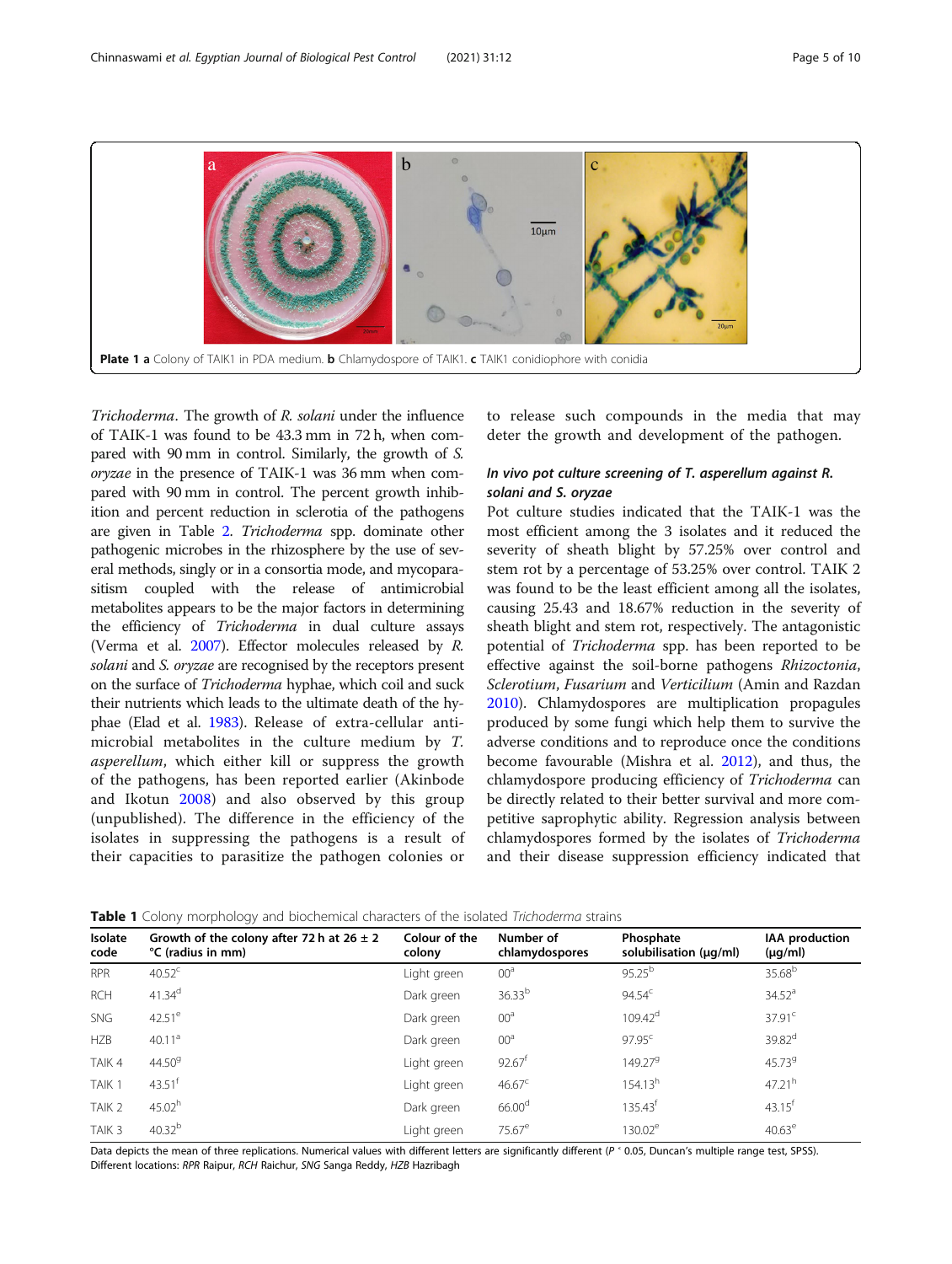Plate 1 **a** Colony of TAIK1 in PDA medium. **b** Chlamydospore of TAIK1. **c** TAIK1 conidiophore with conidia

*Trichoderma*. The growth of *R. solani* under the influence of TAIK-1 was found to be 43.3 mm in 72 h, when compared with 90 mm in control. Similarly, the growth of *S. oryzae* in the presence of TAIK-1 was 36 mm when compared with 90 mm in control. The percent growth inhibition and percent reduction in sclerotia of the pathogens are given in Table 2. *Trichoderma* spp. dominate other pathogenic microbes in the rhizosphere by the use of several methods, singly or in a consortia mode, and mycoparasitism coupled with the release of antimicrobial metabolites appears to be the major factors in determining the efficiency of *Trichoderma* in dual culture assays (Verma et al. 2007). Effector molecules released by *R. solani* and *S. oryzae* are recognised by the receptors present on the surface of *Trichoderma* hyphae, which coil and suck their nutrients which leads to the ultimate death of the hyphae (Elad et al. 1983). Release of extra-cellular antimicrobial metabolites in the culture medium by *T. asperellum*, which either kill or suppress the growth of the pathogens, has been reported earlier (Akinbode and Ikotun 2008) and also observed by this group (unpublished). The difference in the efficiency of the isolates in suppressing the pathogens is a result of their capacities to parasitize the pathogen colonies or to release such compounds in the media that may deter the growth and development of the pathogen.

### *In vivo* pot culture screening of *T. asperellum* against *R. solani* and *S. oryzae*

Pot culture studies indicated that the TAIK-1 was the most efficient among the 3 isolates and it reduced the severity of sheath blight by 57.25% over control and stem rot by a percentage of 53.25% over control. TAIK 2 was found to be the least efficient among all the isolates, causing 25.43 and 18.67% reduction in the severity of sheath blight and stem rot, respectively. The antagonistic potential of *Trichoderma* spp. has been reported to be effective against the soil-borne pathogens *Rhizoctonia*, *Sclerotium*, *Fusarium* and *Verticilium* (Amin and Razdan 2010). Chlamydospores are multiplication propagules produced by some fungi which help them to survive the adverse conditions and to reproduce once the conditions become favourable (Mishra et al. 2012), and thus, the chlamydospore producing efficiency of *Trichoderma* can be directly related to their better survival and more competitive saprophytic ability. Regression analysis between chlamydospores formed by the isolates of *Trichoderma* and their disease suppression efficiency indicated that

**Table 1** Colony morphology and biochemical characters of the isolated *Trichoderma* strains

| Isolate code | Growth of the colony after 72 h at 26 ± 2 °C (radius in mm) | Colour of the colony | Number of chlamydospores | Phosphate solubilisation (μg/ml) | IAA production (μg/ml) |
|---|---|---|---|---|---|
| RPR | 40.52[c] | Light green | 00[a] | 95.25[b] | 35.68[b] |
| RCH | 41.34[d] | Dark green | 36.33[b] | 94.54[c] | 34.52[a] |
| SNG | 42.51[e] | Dark green | 00[a] | 109.42[d] | 37.91[c] |
| HZB | 40.11[a] | Dark green | 00[a] | 97.95[c] | 39.82[d] |
| TAIK 4 | 44.50[g] | Light green | 92.67[f] | 149.27[g] | 45.73[g] |
| TAIK 1 | 43.51[f] | Light green | 46.67[c] | 154.13[h] | 47.21[h] |
| TAIK 2 | 45.02[h] | Dark green | 66.00[d] | 135.43[f] | 43.15[f] |
| TAIK 3 | 40.32[b] | Light green | 75.67[e] | 130.02[e] | 40.63[e] |

Data depicts the mean of three replications. Numerical values with different letters are significantly different ($P < 0.05$, Duncan's multiple range test, SPSS). Different locations: *RPR* Raipur, *RCH* Raichur, *SNG* Sanga Reddy, *HZB* Hazribagh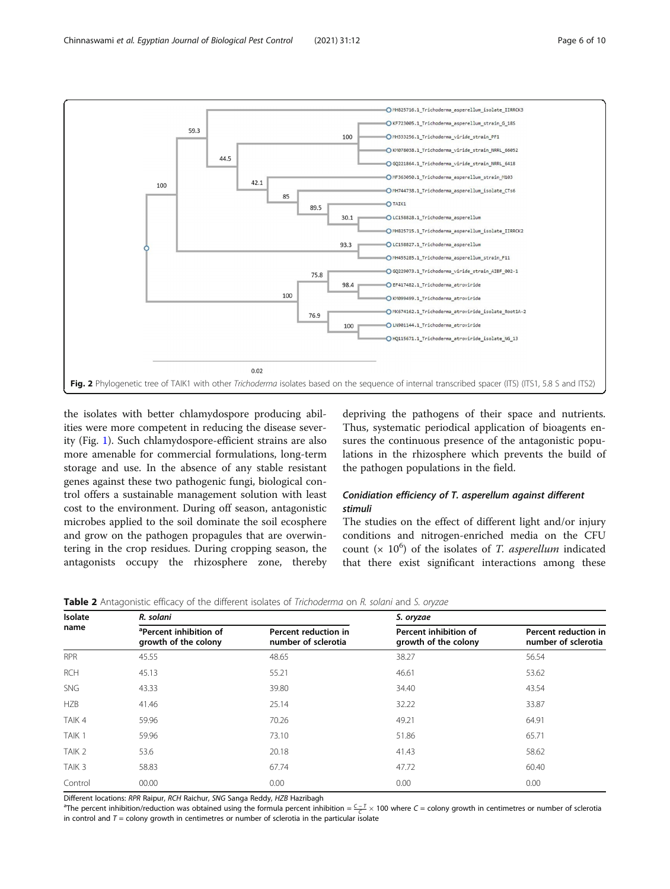Fig. 2 Phylogenetic tree of TAIK1 with other *Trichoderma* isolates based on the sequence of internal transcribed spacer (ITS) (ITS1, 5.8 S and ITS2)

the isolates with better chlamydospore producing abilities were more competent in reducing the disease severity (Fig. 1). Such chlamydospore-efficient strains are also more amenable for commercial formulations, long-term storage and use. In the absence of any stable resistant genes against these two pathogenic fungi, biological control offers a sustainable management solution with least cost to the environment. During off season, antagonistic microbes applied to the soil dominate the soil ecosphere and grow on the pathogen propagules that are overwintering in the crop residues. During cropping season, the antagonists occupy the rhizosphere zone, thereby depriving the pathogens of their space and nutrients. Thus, systematic periodical application of bioagents ensures the continuous presence of the antagonistic populations in the rhizosphere which prevents the build of the pathogen populations in the field.

### Conidiation efficiency of *T. asperellum* against different stimuli

The studies on the effect of different light and/or injury conditions and nitrogen-enriched media on the CFU count ($\times 10^6$) of the isolates of *T. asperellum* indicated that there exist significant interactions among these

**Table 2** Antagonistic efficacy of the different isolates of *Trichoderma* on *R. solani* and *S. oryzae*

| Isolate name | *R. solani* | | *S. oryzae* | |
|---|---|---|---|---|
| | [a]Percent inhibition of growth of the colony | Percent reduction in number of sclerotia | Percent inhibition of growth of the colony | Percent reduction in number of sclerotia |
| RPR | 45.55 | 48.65 | 38.27 | 56.54 |
| RCH | 45.13 | 55.21 | 46.61 | 53.62 |
| SNG | 43.33 | 39.80 | 34.40 | 43.54 |
| HZB | 41.46 | 25.14 | 32.22 | 33.87 |
| TAIK 4 | 59.96 | 70.26 | 49.21 | 64.91 |
| TAIK 1 | 59.96 | 73.10 | 51.86 | 65.71 |
| TAIK 2 | 53.6 | 20.18 | 41.43 | 58.62 |
| TAIK 3 | 58.83 | 67.74 | 47.72 | 60.40 |
| Control | 00.00 | 0.00 | 0.00 | 0.00 |

Different locations: *RPR* Raipur, *RCH* Raichur, *SNG* Sanga Reddy, *HZB* Hazribagh

[a]The percent inhibition/reduction was obtained using the formula percent inhibition = $\frac{C-T}{C} \times 100$ where $C$ = colony growth in centimetres or number of sclerotia in control and $T$ = colony growth in centimetres or number of sclerotia in the particular isolate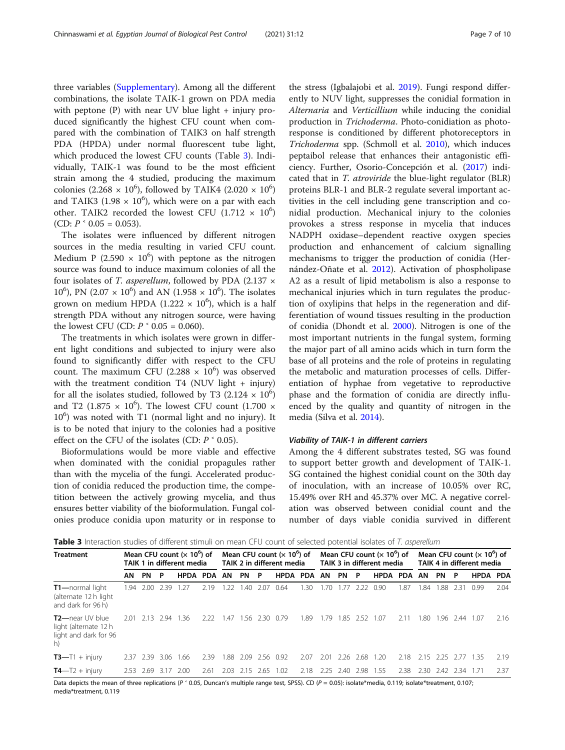three variables (Supplementary). Among all the different combinations, the isolate TAIK-1 grown on PDA media with peptone (P) with near UV blue light + injury produced significantly the highest CFU count when compared with the combination of TAIK3 on half strength PDA (HPDA) under normal fluorescent tube light, which produced the lowest CFU counts (Table 3). Individually, TAIK-1 was found to be the most efficient strain among the 4 studied, producing the maximum colonies ($2.268 \times 10^6$), followed by TAIK4 ($2.020 \times 10^6$) and TAIK3 ($1.98 \times 10^6$), which were on a par with each other. TAIK2 recorded the lowest CFU ($1.712 \times 10^6$) (CD: $P < 0.05 = 0.053$).

The isolates were influenced by different nitrogen sources in the media resulting in varied CFU count. Medium P ($2.590 \times 10^6$) with peptone as the nitrogen source was found to induce maximum colonies of all the four isolates of *T. asperellum*, followed by PDA ($2.137 \times 10^6$), PN ($2.07 \times 10^6$) and AN ($1.958 \times 10^6$). The isolates grown on medium HPDA ($1.222 \times 10^6$), which is a half strength PDA without any nitrogen source, were having the lowest CFU (CD: $P < 0.05 = 0.060$).

The treatments in which isolates were grown in different light conditions and subjected to injury were also found to significantly differ with respect to the CFU count. The maximum CFU ($2.288 \times 10^6$) was observed with the treatment condition T4 (NUV light + injury) for all the isolates studied, followed by T3 ($2.124 \times 10^6$) and T2 ($1.875 \times 10^6$). The lowest CFU count ($1.700 \times 10^6$) was noted with T1 (normal light and no injury). It is to be noted that injury to the colonies had a positive effect on the CFU of the isolates (CD: $P < 0.05$).

Bioformulations would be more viable and effective when dominated with the conidial propagules rather than with the mycelia of the fungi. Accelerated production of conidia reduced the production time, the competition between the actively growing mycelia, and thus ensures better viability of the bioformulation. Fungal colonies produce conidia upon maturity or in response to the stress (Igbalajobi et al. 2019). Fungi respond differently to NUV light, suppresses the conidial formation in *Alternaria* and *Verticillium* while inducing the conidial production in *Trichoderma*. Photo-conidiation as photoresponse is conditioned by different photoreceptors in *Trichoderma* spp. (Schmoll et al. 2010), which induces peptaibol release that enhances their antagonistic efficiency. Further, Osorio-Concepción et al. (2017) indicated that in *T. atroviride* the blue-light regulator (BLR) proteins BLR-1 and BLR-2 regulate several important activities in the cell including gene transcription and conidial production. Mechanical injury to the colonies provokes a stress response in mycelia that induces NADPH oxidase–dependent reactive oxygen species production and enhancement of calcium signalling mechanisms to trigger the production of conidia (Hernández-Oñate et al. 2012). Activation of phospholipase A2 as a result of lipid metabolism is also a response to mechanical injuries which in turn regulates the production of oxylipins that helps in the regeneration and differentiation of wound tissues resulting in the production of conidia (Dhondt et al. 2000). Nitrogen is one of the most important nutrients in the fungal system, forming the major part of all amino acids which in turn form the base of all proteins and the role of proteins in regulating the metabolic and maturation processes of cells. Differentiation of hyphae from vegetative to reproductive phase and the formation of conidia are directly influenced by the quality and quantity of nitrogen in the media (Silva et al. 2014).

### *Viability of TAIK-1 in different carriers*

Among the 4 different substrates tested, SG was found to support better growth and development of TAIK-1. SG contained the highest conidial count on the 30th day of inoculation, with an increase of 10.05% over RC, 15.49% over RH and 45.37% over MC. A negative correlation was observed between conidial count and the number of days viable conidia survived in different

**Table 3** Interaction studies of different stimuli on mean CFU count of selected potential isolates of *T. asperellum*

| Treatment | Mean CFU count ($\times 10^6$) of TAIK 1 in different media | | | | | Mean CFU count ($\times 10^6$) of TAIK 2 in different media | | | | | Mean CFU count ($\times 10^6$) of TAIK 3 in different media | | | | | Mean CFU count ($\times 10^6$) of TAIK 4 in different media | | | | |
|---|---|---|---|---|---|---|---|---|---|---|---|---|---|---|---|---|---|---|---|---|
| | AN | PN | P | HPDA | PDA | AN | PN | P | HPDA | PDA | AN | PN | P | HPDA | PDA | AN | PN | P | HPDA | PDA |
| **T1**—normal light (alternate 12 h light and dark for 96 h) | 1.94 | 2.00 | 2.39 | 1.27 | 2.19 | 1.22 | 1.40 | 2.07 | 0.64 | 1.30 | 1.70 | 1.77 | 2.22 | 0.90 | 1.87 | 1.84 | 1.88 | 2.31 | 0.99 | 2.04 |
| **T2**—near UV blue light (alternate 12 h light and dark for 96 h) | 2.01 | 2.13 | 2.94 | 1.36 | 2.22 | 1.47 | 1.56 | 2.30 | 0.79 | 1.89 | 1.79 | 1.85 | 2.52 | 1.07 | 2.11 | 1.80 | 1.96 | 2.44 | 1.07 | 2.16 |
| **T3**—T1 + injury | 2.37 | 2.39 | 3.06 | 1.66 | 2.39 | 1.88 | 2.09 | 2.56 | 0.92 | 2.07 | 2.01 | 2.26 | 2.68 | 1.20 | 2.18 | 2.15 | 2.25 | 2.77 | 1.35 | 2.19 |
| **T4**—T2 + injury | 2.53 | 2.69 | 3.17 | 2.00 | 2.61 | 2.03 | 2.15 | 2.65 | 1.02 | 2.18 | 2.25 | 2.40 | 2.98 | 1.55 | 2.38 | 2.30 | 2.42 | 2.34 | 1.71 | 2.37 |

Data depicts the mean of three replications ($P < 0.05$, Duncan's multiple range test, SPSS). CD ($P = 0.05$): isolate*media, 0.119; isolate*treatment, 0.107; media*treatment, 0.119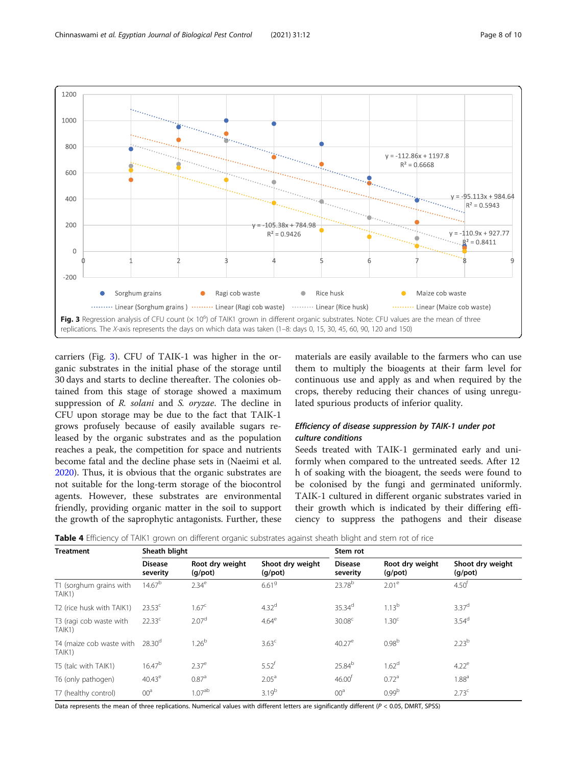**Fig. 3** Regression analysis of CFU count (× 10[6]) of TAIK1 grown in different organic substrates. Note: CFU values are the mean of three replications. The *X*-axis represents the days on which data was taken (1–8: days 0, 15, 30, 45, 60, 90, 120 and 150)

carriers (Fig. 3). CFU of TAIK-1 was higher in the organic substrates in the initial phase of the storage until 30 days and starts to decline thereafter. The colonies obtained from this stage of storage showed a maximum suppression of *R. solani* and *S. oryzae*. The decline in CFU upon storage may be due to the fact that TAIK-1 grows profusely because of easily available sugars released by the organic substrates and as the population reaches a peak, the competition for space and nutrients become fatal and the decline phase sets in (Naeimi et al. 2020). Thus, it is obvious that the organic substrates are not suitable for the long-term storage of the biocontrol agents. However, these substrates are environmental friendly, providing organic matter in the soil to support the growth of the saprophytic antagonists. Further, these materials are easily available to the farmers who can use them to multiply the bioagents at their farm level for continuous use and apply as and when required by the crops, thereby reducing their chances of using unregulated spurious products of inferior quality.

### Efficiency of disease suppression by TAIK-1 under pot culture conditions

Seeds treated with TAIK-1 germinated early and uniformly when compared to the untreated seeds. After 12 h of soaking with the bioagent, the seeds were found to be colonised by the fungi and germinated uniformly. TAIK-1 cultured in different organic substrates varied in their growth which is indicated by their differing efficiency to suppress the pathogens and their disease

**Table 4** Efficiency of TAIK1 grown on different organic substrates against sheath blight and stem rot of rice

| Treatment | Sheath blight | | | Stem rot | | |
|---|---|---|---|---|---|---|
| | Disease severity | Root dry weight (g/pot) | Shoot dry weight (g/pot) | Disease severity | Root dry weight (g/pot) | Shoot dry weight (g/pot) |
| T1 (sorghum grains with TAIK1) | 14.67[b] | 2.34[e] | 6.61[g] | 23.78[b] | 2.01[e] | 4.50[f] |
| T2 (rice husk with TAIK1) | 23.53[c] | 1.67[c] | 4.32[d] | 35.34[d] | 1.13[b] | 3.37[d] |
| T3 (ragi cob waste with TAIK1) | 22.33[c] | 2.07[d] | 4.64[e] | 30.08[c] | 1.30[c] | 3.54[d] |
| T4 (maize cob waste with TAIK1) | 28.30[d] | 1.26[b] | 3.63[c] | 40.27[e] | 0.98[b] | 2.23[b] |
| T5 (talc with TAIK1) | 16.47[b] | 2.37[e] | 5.52[f] | 25.84[b] | 1.62[d] | 4.22[e] |
| T6 (only pathogen) | 40.43[e] | 0.87[a] | 2.05[a] | 46.00[f] | 0.72[a] | 1.88[a] |
| T7 (healthy control) | 00[a] | 1.07[ab] | 3.19[b] | 00[a] | 0.99[b] | 2.73[c] |

Data represents the mean of three replications. Numerical values with different letters are significantly different ($P < 0.05$, DMRT, SPSS)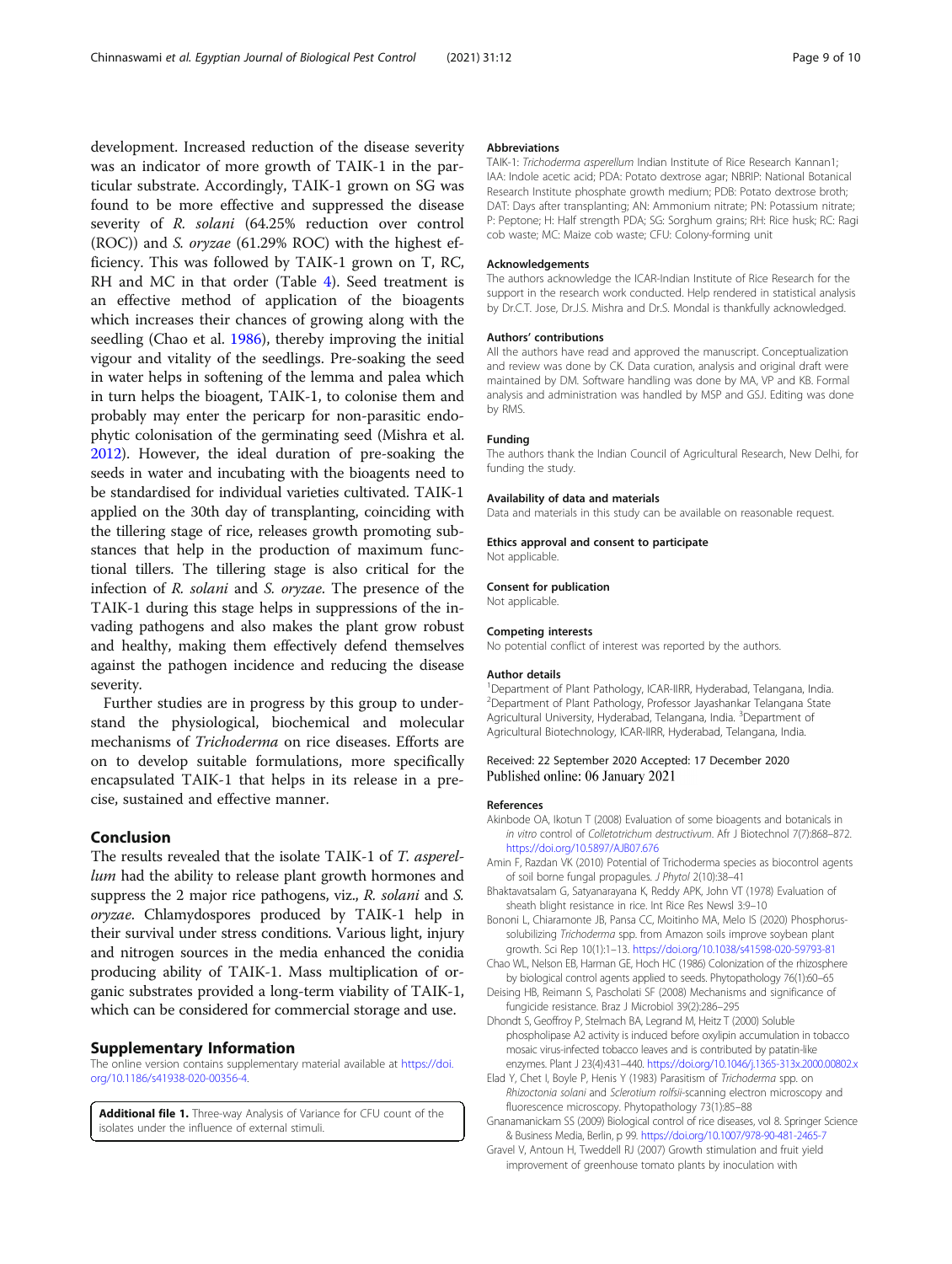development. Increased reduction of the disease severity was an indicator of more growth of TAIK-1 in the particular substrate. Accordingly, TAIK-1 grown on SG was found to be more effective and suppressed the disease severity of *R. solani* (64.25% reduction over control (ROC)) and *S. oryzae* (61.29% ROC) with the highest efficiency. This was followed by TAIK-1 grown on T, RC, RH and MC in that order (Table 4). Seed treatment is an effective method of application of the bioagents which increases their chances of growing along with the seedling (Chao et al. 1986), thereby improving the initial vigour and vitality of the seedlings. Pre-soaking the seed in water helps in softening of the lemma and palea which in turn helps the bioagent, TAIK-1, to colonise them and probably may enter the pericarp for non-parasitic endophytic colonisation of the germinating seed (Mishra et al. 2012). However, the ideal duration of pre-soaking the seeds in water and incubating with the bioagents need to be standardised for individual varieties cultivated. TAIK-1 applied on the 30th day of transplanting, coinciding with the tillering stage of rice, releases growth promoting substances that help in the production of maximum functional tillers. The tillering stage is also critical for the infection of *R. solani* and *S. oryzae*. The presence of the TAIK-1 during this stage helps in suppressions of the invading pathogens and also makes the plant grow robust and healthy, making them effectively defend themselves against the pathogen incidence and reducing the disease severity.

Further studies are in progress by this group to understand the physiological, biochemical and molecular mechanisms of *Trichoderma* on rice diseases. Efforts are on to develop suitable formulations, more specifically encapsulated TAIK-1 that helps in its release in a precise, sustained and effective manner.

## Conclusion

The results revealed that the isolate TAIK-1 of *T. asperellum* had the ability to release plant growth hormones and suppress the 2 major rice pathogens, viz., *R. solani* and *S. oryzae*. Chlamydospores produced by TAIK-1 help in their survival under stress conditions. Various light, injury and nitrogen sources in the media enhanced the conidia producing ability of TAIK-1. Mass multiplication of organic substrates provided a long-term viability of TAIK-1, which can be considered for commercial storage and use.

## Supplementary Information

The online version contains supplementary material available at https://doi.org/10.1186/s41938-020-00356-4.

**Additional file 1.** Three-way Analysis of Variance for CFU count of the isolates under the influence of external stimuli.

### Abbreviations

TAIK-1: *Trichoderma asperellum* Indian Institute of Rice Research Kannan1; IAA: Indole acetic acid; PDA: Potato dextrose agar; NBRIP: National Botanical Research Institute phosphate growth medium; PDB: Potato dextrose broth; DAT: Days after transplanting; AN: Ammonium nitrate; PN: Potassium nitrate; P: Peptone; H: Half strength PDA; SG: Sorghum grains; RH: Rice husk; RC: Ragi cob waste; MC: Maize cob waste; CFU: Colony-forming unit

### Acknowledgements

The authors acknowledge the ICAR-Indian Institute of Rice Research for the support in the research work conducted. Help rendered in statistical analysis by Dr.C.T. Jose, Dr.J.S. Mishra and Dr.S. Mondal is thankfully acknowledged.

### Authors' contributions

All the authors have read and approved the manuscript. Conceptualization and review was done by CK. Data curation, analysis and original draft were maintained by DM. Software handling was done by MA, VP and KB. Formal analysis and administration was handled by MSP and GSJ. Editing was done by RMS.

### Funding

The authors thank the Indian Council of Agricultural Research, New Delhi, for funding the study.

### Availability of data and materials

Data and materials in this study can be available on reasonable request.

### Ethics approval and consent to participate

Not applicable.

### Consent for publication

Not applicable.

### Competing interests

No potential conflict of interest was reported by the authors.

### Author details

[1]Department of Plant Pathology, ICAR-IIRR, Hyderabad, Telangana, India. [2]Department of Plant Pathology, Professor Jayashankar Telangana State Agricultural University, Hyderabad, Telangana, India. [3]Department of Agricultural Biotechnology, ICAR-IIRR, Hyderabad, Telangana, India.

Received: 22 September 2020 Accepted: 17 December 2020
Published online: 06 January 2021

### References

Akinbode OA, Ikotun T (2008) Evaluation of some bioagents and botanicals in in vitro control of *Colletotrichum destructivum*. Afr J Biotechnol 7(7):868–872. https://doi.org/10.5897/AJB07.676

Amin F, Razdan VK (2010) Potential of Trichoderma species as biocontrol agents of soil borne fungal propagules. J Phytol 2(10):38–41

Bhaktavatsalam G, Satyanarayana K, Reddy APK, John VT (1978) Evaluation of sheath blight resistance in rice. Int Rice Res Newsl 3:9–10

Bononi L, Chiaramonte JB, Pansa CC, Moitinho MA, Melo IS (2020) Phosphorus-solubilizing *Trichoderma* spp. from Amazon soils improve soybean plant growth. Sci Rep 10(1):1–13. https://doi.org/10.1038/s41598-020-59793-81

Chao WL, Nelson EB, Harman GE, Hoch HC (1986) Colonization of the rhizosphere by biological control agents applied to seeds. Phytopathology 76(1):60–65

Deising HB, Reimann S, Pascholati SF (2008) Mechanisms and significance of fungicide resistance. Braz J Microbiol 39(2):286–295

Dhondt S, Geoffroy P, Stelmach BA, Legrand M, Heitz T (2000) Soluble phospholipase A2 activity is induced before oxylipin accumulation in tobacco mosaic virus-infected tobacco leaves and is contributed by patatin-like enzymes. Plant J 23(4):431–440. https://doi.org/10.1046/j.1365-313x.2000.00802.x

Elad Y, Chet I, Boyle P, Henis Y (1983) Parasitism of *Trichoderma* spp. on *Rhizoctonia solani* and *Sclerotium rolfsii*-scanning electron microscopy and fluorescence microscopy. Phytopathology 73(1):85–88

Gnanamanickam SS (2009) Biological control of rice diseases, vol 8. Springer Science & Business Media, Berlin, p 99. https://doi.org/10.1007/978-90-481-2465-7

Gravel V, Antoun H, Tweddell RJ (2007) Growth stimulation and fruit yield improvement of greenhouse tomato plants by inoculation with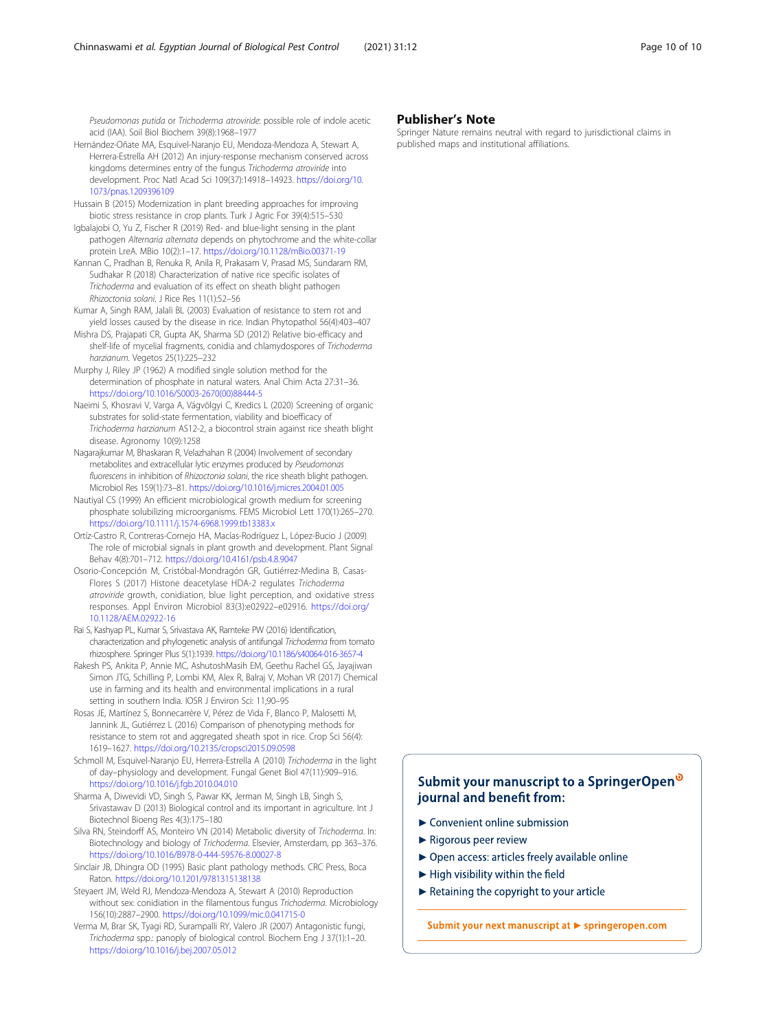Pseudomonas putida or *Trichoderma atroviride*: possible role of indole acetic acid (IAA). Soil Biol Biochem 39(8):1968–1977

Hernández-Oñate MA, Esquivel-Naranjo EU, Mendoza-Mendoza A, Stewart A, Herrera-Estrella AH (2012) An injury-response mechanism conserved across kingdoms determines entry of the fungus *Trichoderma atroviride* into development. Proc Natl Acad Sci 109(37):14918–14923. https://doi.org/10.1073/pnas.1209396109

Hussain B (2015) Modernization in plant breeding approaches for improving biotic stress resistance in crop plants. Turk J Agric For 39(4):515–530

Igbalajobi O, Yu Z, Fischer R (2019) Red- and blue-light sensing in the plant pathogen *Alternaria alternata* depends on phytochrome and the white-collar protein LreA. MBio 10(2):1–17. https://doi.org/10.1128/mBio.00371-19

Kannan C, Pradhan B, Renuka R, Anila R, Prakasam V, Prasad MS, Sundaram RM, Sudhakar R (2018) Characterization of native rice specific isolates of *Trichoderma* and evaluation of its effect on sheath blight pathogen *Rhizoctonia solani*. J Rice Res 11(1):52–56

Kumar A, Singh RAM, Jalali BL (2003) Evaluation of resistance to stem rot and yield losses caused by the disease in rice. Indian Phytopathol 56(4):403–407

Mishra DS, Prajapati CR, Gupta AK, Sharma SD (2012) Relative bio-efficacy and shelf-life of mycelial fragments, conidia and chlamydospores of *Trichoderma harzianum*. Vegetos 25(1):225–232

Murphy J, Riley JP (1962) A modified single solution method for the determination of phosphate in natural waters. Anal Chim Acta 27:31–36. https://doi.org/10.1016/S0003-2670(00)88444-5

Naeimi S, Khosravi V, Varga A, Vágvölgyi C, Kredics L (2020) Screening of organic substrates for solid-state fermentation, viability and bioefficacy of *Trichoderma harzianum* AS12-2, a biocontrol strain against rice sheath blight disease. Agronomy 10(9):1258

Nagarajkumar M, Bhaskaran R, Velazhahan R (2004) Involvement of secondary metabolites and extracellular lytic enzymes produced by *Pseudomonas fluorescens* in inhibition of *Rhizoctonia solani*, the rice sheath blight pathogen. Microbiol Res 159(1):73–81. https://doi.org/10.1016/j.micres.2004.01.005

Nautiyal CS (1999) An efficient microbiological growth medium for screening phosphate solubilizing microorganisms. FEMS Microbiol Lett 170(1):265–270. https://doi.org/10.1111/j.1574-6968.1999.tb13383.x

Ortíz-Castro R, Contreras-Cornejo HA, Macías-Rodríguez L, López-Bucio J (2009) The role of microbial signals in plant growth and development. Plant Signal Behav 4(8):701–712. https://doi.org/10.4161/psb.4.8.9047

Osorio-Concepción M, Cristóbal-Mondragón GR, Gutiérrez-Medina B, Casas-Flores S (2017) Histone deacetylase HDA-2 regulates *Trichoderma atroviride* growth, conidiation, blue light perception, and oxidative stress responses. Appl Environ Microbiol 83(3):e02922–e02916. https://doi.org/10.1128/AEM.02922-16

Rai S, Kashyap PL, Kumar S, Srivastava AK, Ramteke PW (2016) Identification, characterization and phylogenetic analysis of antifungal *Trichoderma* from tomato rhizosphere. Springer Plus 5(1):1939. https://doi.org/10.1186/s40064-016-3657-4

Rakesh PS, Ankita P, Annie MC, AshutoshMasih EM, Geethu Rachel GS, Jayajiwan Simon JTG, Schilling P, Lombi KM, Alex R, Balraj V, Mohan VR (2017) Chemical use in farming and its health and environmental implications in a rural setting in southern India. IOSR J Environ Sci: 11;90–95

Rosas JE, Martínez S, Bonnecarrère V, Pérez de Vida F, Blanco P, Malosetti M, Jannink JL, Gutiérrez L (2016) Comparison of phenotyping methods for resistance to stem rot and aggregated sheath spot in rice. Crop Sci 56(4):1619–1627. https://doi.org/10.2135/cropsci2015.09.0598

Schmoll M, Esquivel-Naranjo EU, Herrera-Estrella A (2010) *Trichoderma* in the light of day–physiology and development. Fungal Genet Biol 47(11):909–916. https://doi.org/10.1016/j.fgb.2010.04.010

Sharma A, Diwevidi VD, Singh S, Pawar KK, Jerman M, Singh LB, Singh S, Srivastawav D (2013) Biological control and its important in agriculture. Int J Biotechnol Bioeng Res 4(3):175–180

Silva RN, Steindorff AS, Monteiro VN (2014) Metabolic diversity of *Trichoderma*. In: Biotechnology and biology of *Trichoderma*. Elsevier, Amsterdam, pp 363–376. https://doi.org/10.1016/B978-0-444-59576-8.00027-8

Sinclair JB, Dhingra OD (1995) Basic plant pathology methods. CRC Press, Boca Raton. https://doi.org/10.1201/9781315138138

Steyaert JM, Weld RJ, Mendoza-Mendoza A, Stewart A (2010) Reproduction without sex: conidiation in the filamentous fungus *Trichoderma*. Microbiology 156(10):2887–2900. https://doi.org/10.1099/mic.0.041715-0

Verma M, Brar SK, Tyagi RD, Surampalli RY, Valero JR (2007) Antagonistic fungi, *Trichoderma* spp.: panoply of biological control. Biochem Eng J 37(1):1–20. https://doi.org/10.1016/j.bej.2007.05.012

## Publisher's Note

Springer Nature remains neutral with regard to jurisdictional claims in published maps and institutional affiliations.

**Submit your manuscript to a SpringerOpen journal and benefit from:**

- ► Convenient online submission
- ► Rigorous peer review
- ► Open access: articles freely available online
- ► High visibility within the field
- ► Retaining the copyright to your article

**Submit your next manuscript at ► springeropen.com**